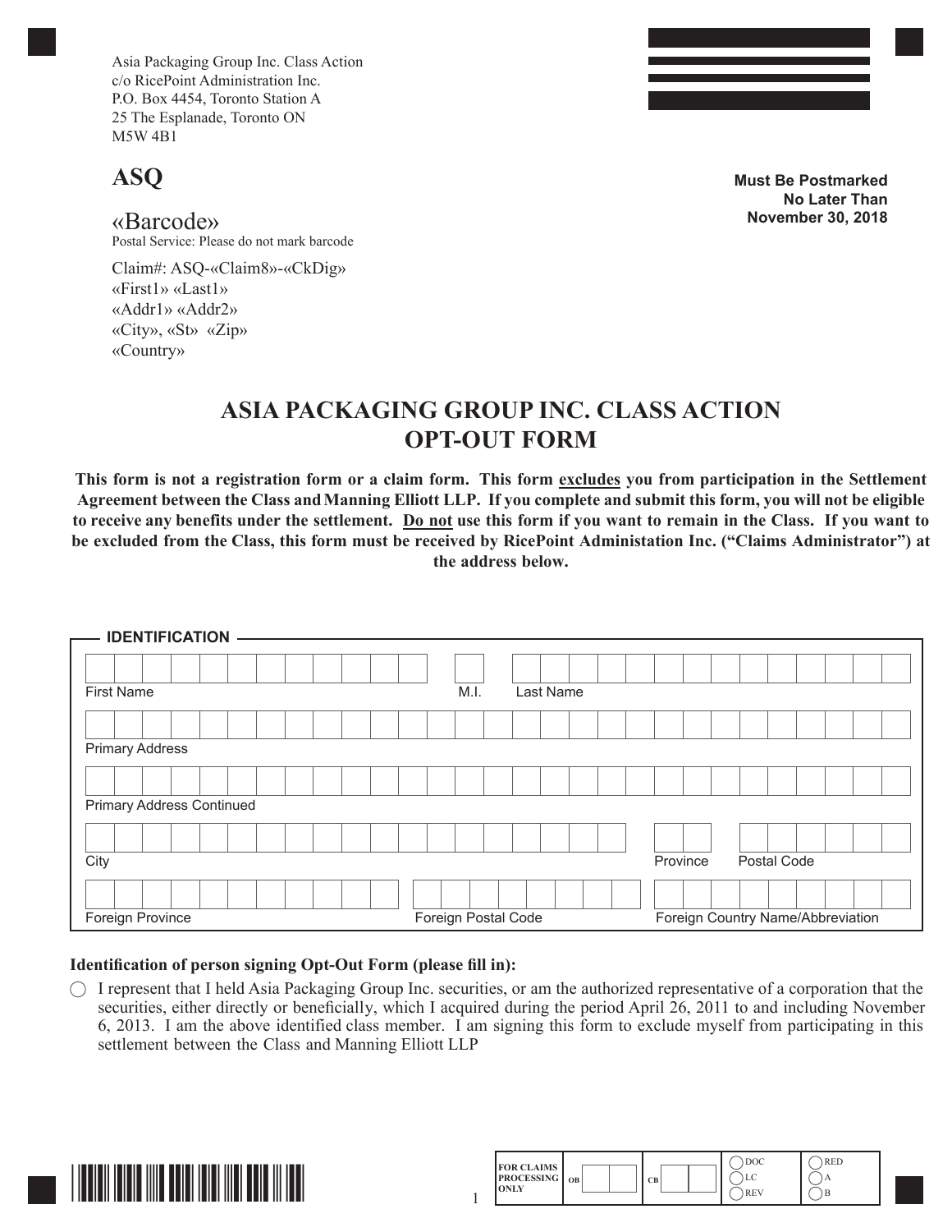Asia Packaging Group Inc. Class Action
c/o RicePoint Administration Inc.
P.O. Box 4454, Toronto Station A
25 The Esplanade, Toronto ON
M5W 4B1

**Must Be Postmarked No Later Than November 30, 2018**

## ASQ

«Barcode»
Postal Service: Please do not mark barcode

Claim#: ASQ-«Claim8»-«CkDig»
«First1» «Last1»
«Addr1» «Addr2»
«City», «St» «Zip»
«Country»

# ASIA PACKAGING GROUP INC. CLASS ACTION OPT-OUT FORM

**This form is not a registration form or a claim form. This form excludes you from participation in the Settlement Agreement between the Class and Manning Elliott LLP. If you complete and submit this form, you will not be eligible to receive any benefits under the settlement. Do not use this form if you want to remain in the Class. If you want to be excluded from the Class, this form must be received by RicePoint Administation Inc. ("Claims Administrator") at the address below.**

## IDENTIFICATION

| First Name | M.I. | Last Name |
|---|---|---|
| | | |

| Primary Address |
|---|
| |

| Primary Address Continued |
|---|
| |

| City | Province | Postal Code |
|---|---|---|
| | | |

| Foreign Province | Foreign Postal Code | Foreign Country Name/Abbreviation |
|---|---|---|
| | | |

**Identification of person signing Opt-Out Form (please fill in):**

◯ I represent that I held Asia Packaging Group Inc. securities, or am the authorized representative of a corporation that the securities, either directly or beneficially, which I acquired during the period April 26, 2011 to and including November 6, 2013. I am the above identified class member. I am signing this form to exclude myself from participating in this settlement between the Class and Manning Elliott LLP

| FOR CLAIMS PROCESSING ONLY | OB | CB | ◯ DOC ◯ LC ◯ REV | ◯ RED ◯ A ◯ B |
|---|---|---|---|---|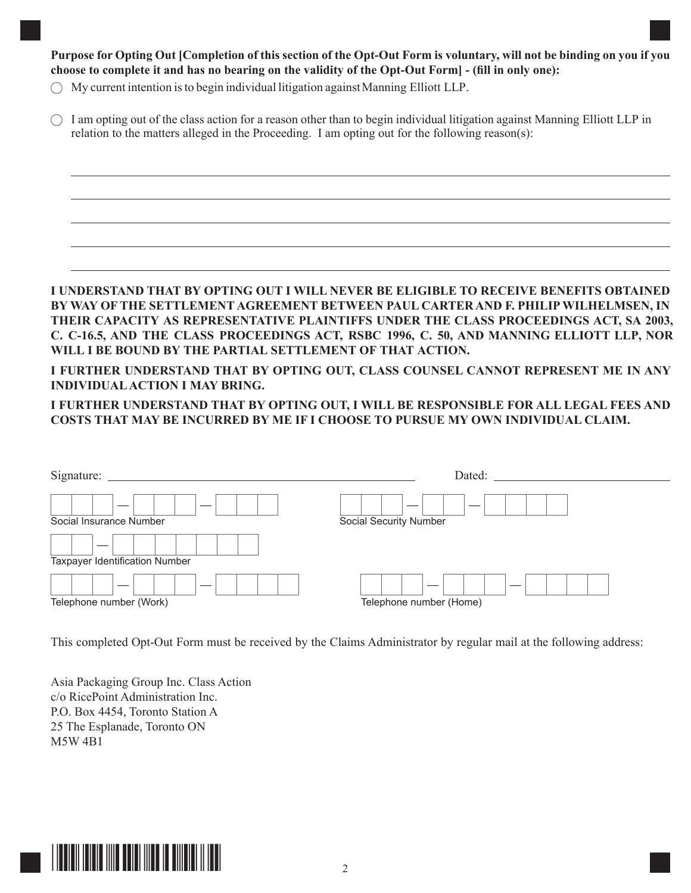**Purpose for Opting Out [Completion of this section of the Opt-Out Form is voluntary, will not be binding on you if you choose to complete it and has no bearing on the validity of the Opt-Out Form] - (fill in only one):**

- ◯ My current intention is to begin individual litigation against Manning Elliott LLP.

- ◯ I am opting out of the class action for a reason other than to begin individual litigation against Manning Elliott LLP in relation to the matters alleged in the Proceeding. I am opting out for the following reason(s):

\_\_\_\_\_\_\_\_\_\_\_\_\_\_\_\_\_\_\_\_\_\_\_\_\_\_\_\_\_\_\_\_\_\_\_\_\_\_\_\_\_\_\_\_\_\_\_\_\_\_\_\_\_\_\_\_\_\_\_\_

\_\_\_\_\_\_\_\_\_\_\_\_\_\_\_\_\_\_\_\_\_\_\_\_\_\_\_\_\_\_\_\_\_\_\_\_\_\_\_\_\_\_\_\_\_\_\_\_\_\_\_\_\_\_\_\_\_\_\_\_

\_\_\_\_\_\_\_\_\_\_\_\_\_\_\_\_\_\_\_\_\_\_\_\_\_\_\_\_\_\_\_\_\_\_\_\_\_\_\_\_\_\_\_\_\_\_\_\_\_\_\_\_\_\_\_\_\_\_\_\_

\_\_\_\_\_\_\_\_\_\_\_\_\_\_\_\_\_\_\_\_\_\_\_\_\_\_\_\_\_\_\_\_\_\_\_\_\_\_\_\_\_\_\_\_\_\_\_\_\_\_\_\_\_\_\_\_\_\_\_\_

\_\_\_\_\_\_\_\_\_\_\_\_\_\_\_\_\_\_\_\_\_\_\_\_\_\_\_\_\_\_\_\_\_\_\_\_\_\_\_\_\_\_\_\_\_\_\_\_\_\_\_\_\_\_\_\_\_\_\_\_

**I UNDERSTAND THAT BY OPTING OUT I WILL NEVER BE ELIGIBLE TO RECEIVE BENEFITS OBTAINED BY WAY OF THE SETTLEMENT AGREEMENT BETWEEN PAUL CARTER AND F. PHILIP WILHELMSEN, IN THEIR CAPACITY AS REPRESENTATIVE PLAINTIFFS UNDER THE CLASS PROCEEDINGS ACT, SA 2003, C. C-16.5, AND THE CLASS PROCEEDINGS ACT, RSBC 1996, C. 50, AND MANNING ELLIOTT LLP, NOR WILL I BE BOUND BY THE PARTIAL SETTLEMENT OF THAT ACTION.**

**I FURTHER UNDERSTAND THAT BY OPTING OUT, CLASS COUNSEL CANNOT REPRESENT ME IN ANY INDIVIDUAL ACTION I MAY BRING.**

**I FURTHER UNDERSTAND THAT BY OPTING OUT, I WILL BE RESPONSIBLE FOR ALL LEGAL FEES AND COSTS THAT MAY BE INCURRED BY ME IF I CHOOSE TO PURSUE MY OWN INDIVIDUAL CLAIM.**

Signature: \_\_\_\_\_\_\_\_\_\_\_\_\_\_\_\_\_\_\_\_\_\_\_\_\_\_\_\_\_\_ Dated: \_\_\_\_\_\_\_\_\_\_\_\_\_\_\_\_\_\_\_\_

\_\_\_ — \_\_\_ — \_\_\_
Social Insurance Number

\_\_\_ — \_\_ — \_\_\_\_
Social Security Number

\_\_ — \_\_\_\_\_\_\_
Taxpayer Identification Number

\_\_\_ — \_\_\_ — \_\_\_\_
Telephone number (Work)

\_\_\_ — \_\_\_ — \_\_\_\_
Telephone number (Home)

This completed Opt-Out Form must be received by the Claims Administrator by regular mail at the following address:

Asia Packaging Group Inc. Class Action
c/o RicePoint Administration Inc.
P.O. Box 4454, Toronto Station A
25 The Esplanade, Toronto ON
M5W 4B1